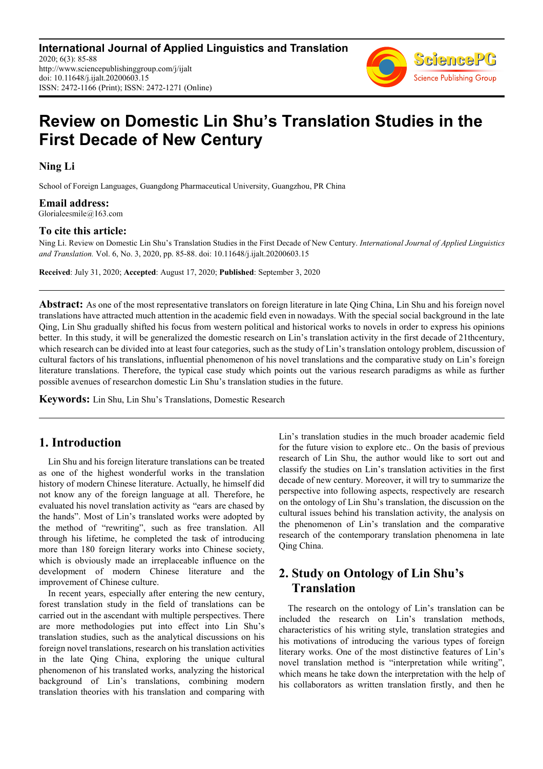# Review on Domestic Lin Shu's Translation Studies in the First Decade of New Century

**Ning Li**

School of Foreign Languages, Guangdong Pharmaceutical University, Guangzhou, PR China

**Email address:**

Glorialeesmile@163.com

**To cite this article:**

Ning Li. Review on Domestic Lin Shu's Translation Studies in the First Decade of New Century. *International Journal of Applied Linguistics and Translation.* Vol. 6, No. 3, 2020, pp. 85-88. doi: 10.11648/j.ijalt.20200603.15

**Received**: July 31, 2020; **Accepted**: August 17, 2020; **Published**: September 3, 2020

---

**Abstract:** As one of the most representative translators on foreign literature in late Qing China, Lin Shu and his foreign novel translations have attracted much attention in the academic field even in nowadays. With the special social background in the late Qing, Lin Shu gradually shifted his focus from western political and historical works to novels in order to express his opinions better. In this study, it will be generalized the domestic research on Lin's translation activity in the first decade of 21thcentury, which research can be divided into at least four categories, such as the study of Lin's translation ontology problem, discussion of cultural factors of his translations, influential phenomenon of his novel translations and the comparative study on Lin's foreign literature translations. Therefore, the typical case study which points out the various research paradigms as while as further possible avenues of researchon domestic Lin Shu's translation studies in the future.

**Keywords:** Lin Shu, Lin Shu's Translations, Domestic Research

---

## 1. Introduction

Lin Shu and his foreign literature translations can be treated as one of the highest wonderful works in the translation history of modern Chinese literature. Actually, he himself did not know any of the foreign language at all. Therefore, he evaluated his novel translation activity as "ears are chased by the hands". Most of Lin's translated works were adopted by the method of "rewriting", such as free translation. All through his lifetime, he completed the task of introducing more than 180 foreign literary works into Chinese society, which is obviously made an irreplaceable influence on the development of modern Chinese literature and the improvement of Chinese culture.

In recent years, especially after entering the new century, forest translation study in the field of translations can be carried out in the ascendant with multiple perspectives. There are more methodologies put into effect into Lin Shu's translation studies, such as the analytical discussions on his foreign novel translations, research on his translation activities in the late Qing China, exploring the unique cultural phenomenon of his translated works, analyzing the historical background of Lin's translations, combining modern translation theories with his translation and comparing with Lin's translation studies in the much broader academic field for the future vision to explore etc.. On the basis of previous research of Lin Shu, the author would like to sort out and classify the studies on Lin's translation activities in the first decade of new century. Moreover, it will try to summarize the perspective into following aspects, respectively are research on the ontology of Lin Shu's translation, the discussion on the cultural issues behind his translation activity, the analysis on the phenomenon of Lin's translation and the comparative research of the contemporary translation phenomena in late Qing China.

## 2. Study on Ontology of Lin Shu's Translation

The research on the ontology of Lin's translation can be included the research on Lin's translation methods, characteristics of his writing style, translation strategies and his motivations of introducing the various types of foreign literary works. One of the most distinctive features of Lin's novel translation method is "interpretation while writing", which means he take down the interpretation with the help of his collaborators as written translation firstly, and then he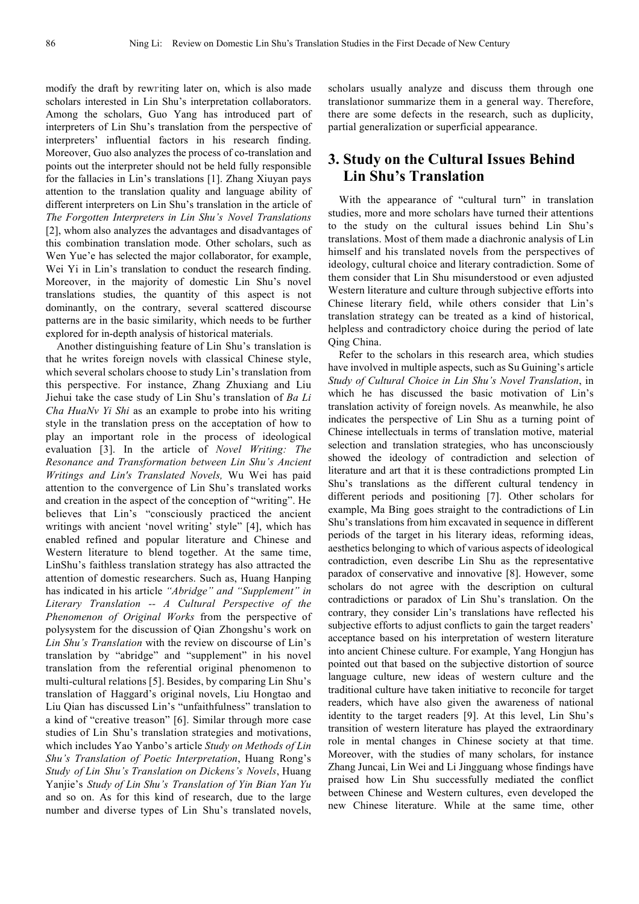modify the draft by rewriting later on, which is also made scholars interested in Lin Shu's interpretation collaborators. Among the scholars, Guo Yang has introduced part of interpreters of Lin Shu's translation from the perspective of interpreters' influential factors in his research finding. Moreover, Guo also analyzes the process of co-translation and points out the interpreter should not be held fully responsible for the fallacies in Lin's translations [1]. Zhang Xiuyan pays attention to the translation quality and language ability of different interpreters on Lin Shu's translation in the article of *The Forgotten Interpreters in Lin Shu's Novel Translations* [2], whom also analyzes the advantages and disadvantages of this combination translation mode. Other scholars, such as Wen Yue'e has selected the major collaborator, for example, Wei Yi in Lin's translation to conduct the research finding. Moreover, in the majority of domestic Lin Shu's novel translations studies, the quantity of this aspect is not dominantly, on the contrary, several scattered discourse patterns are in the basic similarity, which needs to be further explored for in-depth analysis of historical materials.

Another distinguishing feature of Lin Shu's translation is that he writes foreign novels with classical Chinese style, which several scholars choose to study Lin's translation from this perspective. For instance, Zhang Zhuxiang and Liu Jiehui take the case study of Lin Shu's translation of *Ba Li Cha HuaNv Yi Shi* as an example to probe into his writing style in the translation press on the acceptation of how to play an important role in the process of ideological evaluation [3]. In the article of *Novel Writing: The Resonance and Transformation between Lin Shu's Ancient Writings and Lin's Translated Novels,* Wu Wei has paid attention to the convergence of Lin Shu's translated works and creation in the aspect of the conception of "writing". He believes that Lin's "consciously practiced the ancient writings with ancient 'novel writing' style" [4], which has enabled refined and popular literature and Chinese and Western literature to blend together. At the same time, LinShu's faithless translation strategy has also attracted the attention of domestic researchers. Such as, Huang Hanping has indicated in his article *"Abridge" and "Supplement" in Literary Translation -- A Cultural Perspective of the Phenomenon of Original Works* from the perspective of polysystem for the discussion of Qian Zhongshu's work on *Lin Shu's Translation* with the review on discourse of Lin's translation by "abridge" and "supplement" in his novel translation from the referential original phenomenon to multi-cultural relations [5]. Besides, by comparing Lin Shu's translation of Haggard's original novels, Liu Hongtao and Liu Qian has discussed Lin's "unfaithfulness" translation to a kind of "creative treason" [6]. Similar through more case studies of Lin Shu's translation strategies and motivations, which includes Yao Yanbo's article *Study on Methods of Lin Shu's Translation of Poetic Interpretation*, Huang Rong's *Study of Lin Shu's Translation on Dickens's Novels*, Huang Yanjie's *Study of Lin Shu's Translation of Yin Bian Yan Yu* and so on. As for this kind of research, due to the large number and diverse types of Lin Shu's translated novels, scholars usually analyze and discuss them through one translationor summarize them in a general way. Therefore, there are some defects in the research, such as duplicity, partial generalization or superficial appearance.

## 3. Study on the Cultural Issues Behind Lin Shu's Translation

With the appearance of "cultural turn" in translation studies, more and more scholars have turned their attentions to the study on the cultural issues behind Lin Shu's translations. Most of them made a diachronic analysis of Lin himself and his translated novels from the perspectives of ideology, cultural choice and literary contradiction. Some of them consider that Lin Shu misunderstood or even adjusted Western literature and culture through subjective efforts into Chinese literary field, while others consider that Lin's translation strategy can be treated as a kind of historical, helpless and contradictory choice during the period of late Qing China.

Refer to the scholars in this research area, which studies have involved in multiple aspects, such as Su Guining's article *Study of Cultural Choice in Lin Shu's Novel Translation*, in which he has discussed the basic motivation of Lin's translation activity of foreign novels. As meanwhile, he also indicates the perspective of Lin Shu as a turning point of Chinese intellectuals in terms of translation motive, material selection and translation strategies, who has unconsciously showed the ideology of contradiction and selection of literature and art that it is these contradictions prompted Lin Shu's translations as the different cultural tendency in different periods and positioning [7]. Other scholars for example, Ma Bing goes straight to the contradictions of Lin Shu's translations from him excavated in sequence in different periods of the target in his literary ideas, reforming ideas, aesthetics belonging to which of various aspects of ideological contradiction, even describe Lin Shu as the representative paradox of conservative and innovative [8]. However, some scholars do not agree with the description on cultural contradictions or paradox of Lin Shu's translation. On the contrary, they consider Lin's translations have reflected his subjective efforts to adjust conflicts to gain the target readers' acceptance based on his interpretation of western literature into ancient Chinese culture. For example, Yang Hongjun has pointed out that based on the subjective distortion of source language culture, new ideas of western culture and the traditional culture have taken initiative to reconcile for target readers, which have also given the awareness of national identity to the target readers [9]. At this level, Lin Shu's transition of western literature has played the extraordinary role in mental changes in Chinese society at that time. Moreover, with the studies of many scholars, for instance Zhang Juncai, Lin Wei and Li Jingguang whose findings have praised how Lin Shu successfully mediated the conflict between Chinese and Western cultures, even developed the new Chinese literature. While at the same time, other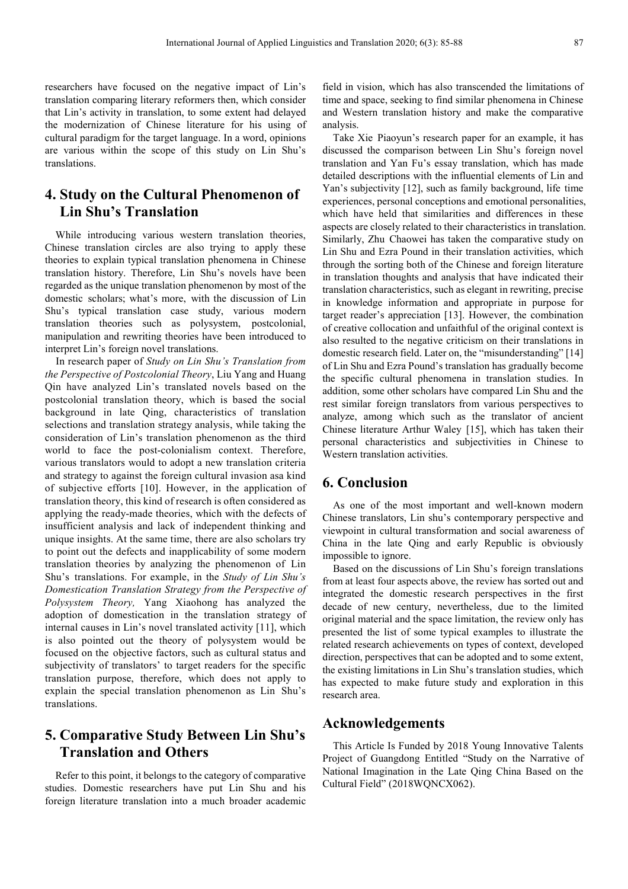researchers have focused on the negative impact of Lin's translation comparing literary reformers then, which consider that Lin's activity in translation, to some extent had delayed the modernization of Chinese literature for his using of cultural paradigm for the target language. In a word, opinions are various within the scope of this study on Lin Shu's translations.

## 4. Study on the Cultural Phenomenon of Lin Shu's Translation

While introducing various western translation theories, Chinese translation circles are also trying to apply these theories to explain typical translation phenomena in Chinese translation history. Therefore, Lin Shu's novels have been regarded as the unique translation phenomenon by most of the domestic scholars; what's more, with the discussion of Lin Shu's typical translation case study, various modern translation theories such as polysystem, postcolonial, manipulation and rewriting theories have been introduced to interpret Lin's foreign novel translations.

In research paper of *Study on Lin Shu's Translation from the Perspective of Postcolonial Theory*, Liu Yang and Huang Qin have analyzed Lin's translated novels based on the postcolonial translation theory, which is based the social background in late Qing, characteristics of translation selections and translation strategy analysis, while taking the consideration of Lin's translation phenomenon as the third world to face the post-colonialism context. Therefore, various translators would to adopt a new translation criteria and strategy to against the foreign cultural invasion asa kind of subjective efforts [10]. However, in the application of translation theory, this kind of research is often considered as applying the ready-made theories, which with the defects of insufficient analysis and lack of independent thinking and unique insights. At the same time, there are also scholars try to point out the defects and inapplicability of some modern translation theories by analyzing the phenomenon of Lin Shu's translations. For example, in the *Study of Lin Shu's Domestication Translation Strategy from the Perspective of Polysystem Theory,* Yang Xiaohong has analyzed the adoption of domestication in the translation strategy of internal causes in Lin's novel translated activity [11], which is also pointed out the theory of polysystem would be focused on the objective factors, such as cultural status and subjectivity of translators' to target readers for the specific translation purpose, therefore, which does not apply to explain the special translation phenomenon as Lin Shu's translations.

## 5. Comparative Study Between Lin Shu's Translation and Others

Refer to this point, it belongs to the category of comparative studies. Domestic researchers have put Lin Shu and his foreign literature translation into a much broader academic field in vision, which has also transcended the limitations of time and space, seeking to find similar phenomena in Chinese and Western translation history and make the comparative analysis.

Take Xie Piaoyun's research paper for an example, it has discussed the comparison between Lin Shu's foreign novel translation and Yan Fu's essay translation, which has made detailed descriptions with the influential elements of Lin and Yan's subjectivity [12], such as family background, life time experiences, personal conceptions and emotional personalities, which have held that similarities and differences in these aspects are closely related to their characteristics in translation. Similarly, Zhu Chaowei has taken the comparative study on Lin Shu and Ezra Pound in their translation activities, which through the sorting both of the Chinese and foreign literature in translation thoughts and analysis that have indicated their translation characteristics, such as elegant in rewriting, precise in knowledge information and appropriate in purpose for target reader's appreciation [13]. However, the combination of creative collocation and unfaithful of the original context is also resulted to the negative criticism on their translations in domestic research field. Later on, the "misunderstanding" [14] of Lin Shu and Ezra Pound's translation has gradually become the specific cultural phenomena in translation studies. In addition, some other scholars have compared Lin Shu and the rest similar foreign translators from various perspectives to analyze, among which such as the translator of ancient Chinese literature Arthur Waley [15], which has taken their personal characteristics and subjectivities in Chinese to Western translation activities.

## 6. Conclusion

As one of the most important and well-known modern Chinese translators, Lin shu's contemporary perspective and viewpoint in cultural transformation and social awareness of China in the late Qing and early Republic is obviously impossible to ignore.

Based on the discussions of Lin Shu's foreign translations from at least four aspects above, the review has sorted out and integrated the domestic research perspectives in the first decade of new century, nevertheless, due to the limited original material and the space limitation, the review only has presented the list of some typical examples to illustrate the related research achievements on types of context, developed direction, perspectives that can be adopted and to some extent, the existing limitations in Lin Shu's translation studies, which has expected to make future study and exploration in this research area.

## Acknowledgements

This Article Is Funded by 2018 Young Innovative Talents Project of Guangdong Entitled "Study on the Narrative of National Imagination in the Late Qing China Based on the Cultural Field" (2018WQNCX062).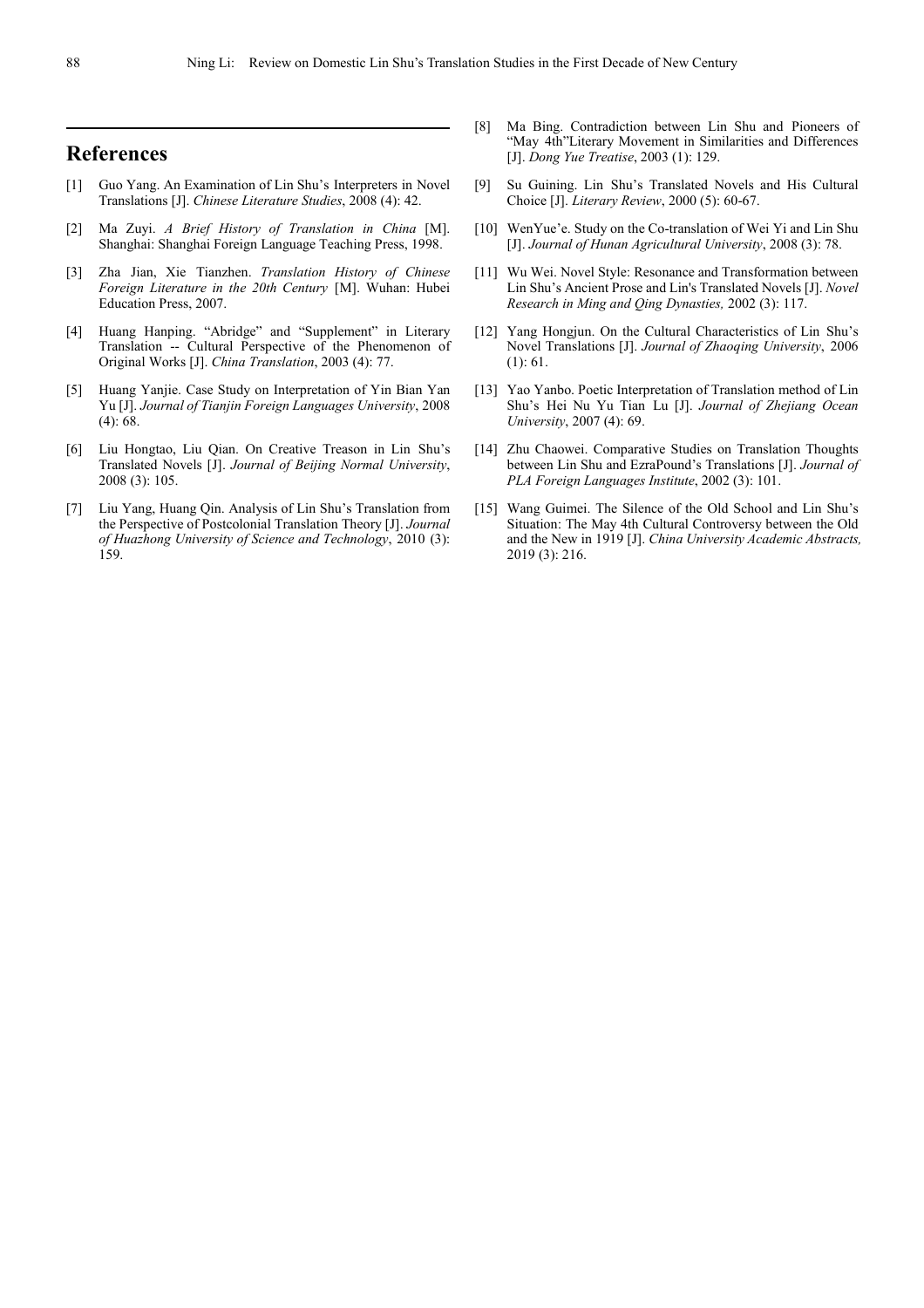## References

[1] Guo Yang. An Examination of Lin Shu's Interpreters in Novel Translations [J]. *Chinese Literature Studies*, 2008 (4): 42.

[2] Ma Zuyi. *A Brief History of Translation in China* [M]. Shanghai: Shanghai Foreign Language Teaching Press, 1998.

[3] Zha Jian, Xie Tianzhen. *Translation History of Chinese Foreign Literature in the 20th Century* [M]. Wuhan: Hubei Education Press, 2007.

[4] Huang Hanping. "Abridge" and "Supplement" in Literary Translation -- Cultural Perspective of the Phenomenon of Original Works [J]. *China Translation*, 2003 (4): 77.

[5] Huang Yanjie. Case Study on Interpretation of Yin Bian Yan Yu [J]. *Journal of Tianjin Foreign Languages University*, 2008 (4): 68.

[6] Liu Hongtao, Liu Qian. On Creative Treason in Lin Shu's Translated Novels [J]. *Journal of Beijing Normal University*, 2008 (3): 105.

[7] Liu Yang, Huang Qin. Analysis of Lin Shu's Translation from the Perspective of Postcolonial Translation Theory [J]. *Journal of Huazhong University of Science and Technology*, 2010 (3): 159.

[8] Ma Bing. Contradiction between Lin Shu and Pioneers of "May 4th"Literary Movement in Similarities and Differences [J]. *Dong Yue Treatise*, 2003 (1): 129.

[9] Su Guining. Lin Shu's Translated Novels and His Cultural Choice [J]. *Literary Review*, 2000 (5): 60-67.

[10] WenYue'e. Study on the Co-translation of Wei Yi and Lin Shu [J]. *Journal of Hunan Agricultural University*, 2008 (3): 78.

[11] Wu Wei. Novel Style: Resonance and Transformation between Lin Shu's Ancient Prose and Lin's Translated Novels [J]. *Novel Research in Ming and Qing Dynasties,* 2002 (3): 117.

[12] Yang Hongjun. On the Cultural Characteristics of Lin Shu's Novel Translations [J]. *Journal of Zhaoqing University*, 2006 (1): 61.

[13] Yao Yanbo. Poetic Interpretation of Translation method of Lin Shu's Hei Nu Yu Tian Lu [J]. *Journal of Zhejiang Ocean University*, 2007 (4): 69.

[14] Zhu Chaowei. Comparative Studies on Translation Thoughts between Lin Shu and EzraPound's Translations [J]. *Journal of PLA Foreign Languages Institute*, 2002 (3): 101.

[15] Wang Guimei. The Silence of the Old School and Lin Shu's Situation: The May 4th Cultural Controversy between the Old and the New in 1919 [J]. *China University Academic Abstracts,* 2019 (3): 216.